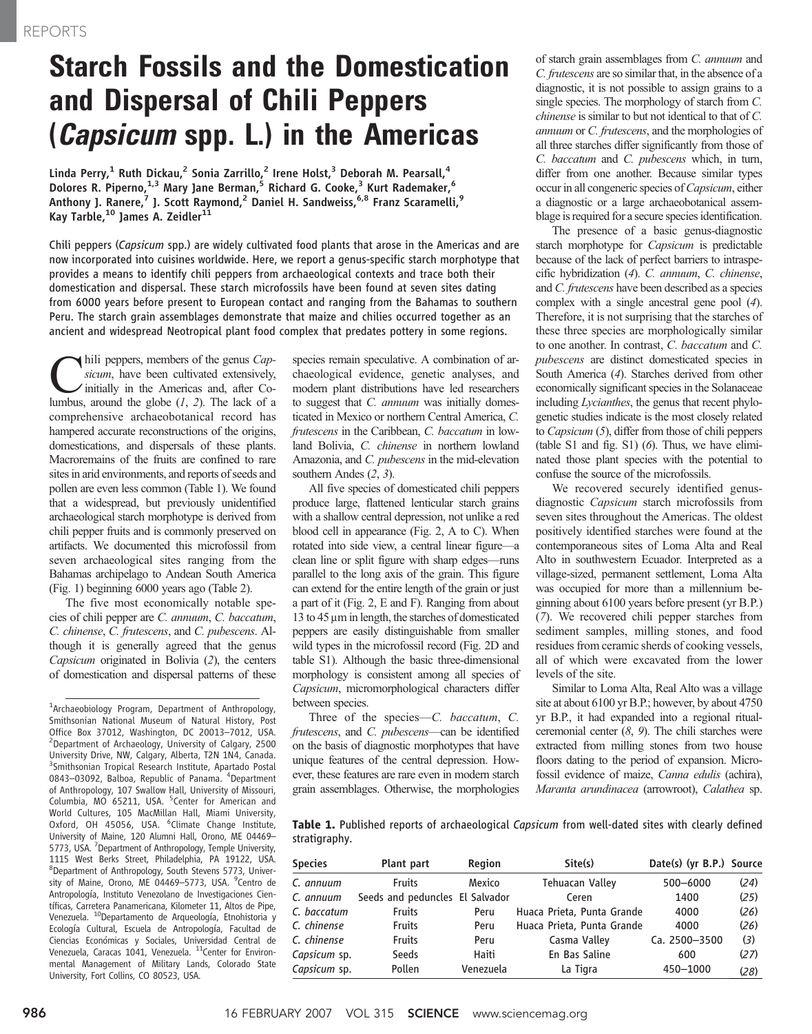# Starch Fossils and the Domestication and Dispersal of Chili Peppers (*Capsicum* spp. L.) in the Americas

Linda Perry,[1] Ruth Dickau,[2] Sonia Zarrillo,[2] Irene Holst,[3] Deborah M. Pearsall,[4] Dolores R. Piperno,[1,3] Mary Jane Berman,[5] Richard G. Cooke,[3] Kurt Rademaker,[6] Anthony J. Ranere,[7] J. Scott Raymond,[2] Daniel H. Sandweiss,[6,8] Franz Scaramelli,[9] Kay Tarble,[10] James A. Zeidler[11]

**Chili peppers (*Capsicum* spp.) are widely cultivated food plants that arose in the Americas and are now incorporated into cuisines worldwide. Here, we report a genus-specific starch morphotype that provides a means to identify chili peppers from archaeological contexts and trace both their domestication and dispersal. These starch microfossils have been found at seven sites dating from 6000 years before present to European contact and ranging from the Bahamas to southern Peru. The starch grain assemblages demonstrate that maize and chilies occurred together as an ancient and widespread Neotropical plant food complex that predates pottery in some regions.**

Chili peppers, members of the genus *Capsicum*, have been cultivated extensively, initially in the Americas and, after Columbus, around the globe (*1*, *2*). The lack of a comprehensive archaeobotanical record has hampered accurate reconstructions of the origins, domestications, and dispersals of these plants. Macroremains of the fruits are confined to rare sites in arid environments, and reports of seeds and pollen are even less common (Table 1). We found that a widespread, but previously unidentified archaeological starch morphotype is derived from chili pepper fruits and is commonly preserved on artifacts. We documented this microfossil from seven archaeological sites ranging from the Bahamas archipelago to Andean South America (Fig. 1) beginning 6000 years ago (Table 2).

The five most economically notable species of chili pepper are *C. annuum*, *C. baccatum*, *C. chinense*, *C. frutescens*, and *C. pubescens*. Although it is generally agreed that the genus *Capsicum* originated in Bolivia (*2*), the centers of domestication and dispersal patterns of these species remain speculative. A combination of archaeological evidence, genetic analyses, and modern plant distributions have led researchers to suggest that *C. annuum* was initially domesticated in Mexico or northern Central America, *C. frutescens* in the Caribbean, *C. baccatum* in lowland Bolivia, *C. chinense* in northern lowland Amazonia, and *C. pubescens* in the mid-elevation southern Andes (*2*, *3*).

All five species of domesticated chili peppers produce large, flattened lenticular starch grains with a shallow central depression, not unlike a red blood cell in appearance (Fig. 2, A to C). When rotated into side view, a central linear figure—a clean line or split figure with sharp edges—runs parallel to the long axis of the grain. This figure can extend for the entire length of the grain or just a part of it (Fig. 2, E and F). Ranging from about 13 to 45 μm in length, the starches of domesticated peppers are easily distinguishable from smaller wild types in the microfossil record (Fig. 2D and table S1). Although the basic three-dimensional morphology is consistent among all species of *Capsicum*, micromorphological characters differ between species.

Three of the species—*C. baccatum*, *C. frutescens*, and *C. pubescens*—can be identified on the basis of diagnostic morphotypes that have unique features of the central depression. However, these features are rare even in modern starch grain assemblages. Otherwise, the morphologies of starch grain assemblages from *C. annuum* and *C. frutescens* are so similar that, in the absence of a diagnostic, it is not possible to assign grains to a single species. The morphology of starch from *C. chinense* is similar to but not identical to that of *C. annuum* or *C. frutescens*, and the morphologies of all three starches differ significantly from those of *C. baccatum* and *C. pubescens* which, in turn, differ from one another. Because similar types occur in all congeneric species of *Capsicum*, either a diagnostic or a large archaeobotanical assemblage is required for a secure species identification.

The presence of a basic genus-diagnostic starch morphotype for *Capsicum* is predictable because of the lack of perfect barriers to intraspecific hybridization (*4*). *C. annuum*, *C. chinense*, and *C. frutescens* have been described as a species complex with a single ancestral gene pool (*4*). Therefore, it is not surprising that the starches of these three species are morphologically similar to one another. In contrast, *C. baccatum* and *C. pubescens* are distinct domesticated species in South America (*4*). Starches derived from other economically significant species in the Solanaceae including *Lycianthes*, the genus that recent phylogenetic studies indicate is the most closely related to *Capsicum* (*5*), differ from those of chili peppers (table S1 and fig. S1) (*6*). Thus, we have eliminated those plant species with the potential to confuse the source of the microfossils.

We recovered securely identified genus-diagnostic *Capsicum* starch microfossils from seven sites throughout the Americas. The oldest positively identified starches were found at the contemporaneous sites of Loma Alta and Real Alto in southwestern Ecuador. Interpreted as a village-sized, permanent settlement, Loma Alta was occupied for more than a millennium beginning about 6100 years before present (yr B.P.) (*7*). We recovered chili pepper starches from sediment samples, milling stones, and food residues from ceramic sherds of cooking vessels, all of which were excavated from the lower levels of the site.

Similar to Loma Alta, Real Alto was a village site at about 6100 yr B.P.; however, by about 4750 yr B.P., it had expanded into a regional ritual-ceremonial center (*8*, *9*). The chili starches were extracted from milling stones from two house floors dating to the period of expansion. Microfossil evidence of maize, *Canna edulis* (achira), *Maranta arundinacea* (arrowroot), *Calathea* sp.

**Table 1.** Published reports of archaeological *Capsicum* from well-dated sites with clearly defined stratigraphy.

| Species | Plant part | Region | Site(s) | Date(s) (yr B.P.) | Source |
|---|---|---|---|---|---|
| *C. annuum* | Fruits | Mexico | Tehuacan Valley | 500–6000 | (*24*) |
| *C. annuum* | Seeds and peduncles | El Salvador | Ceren | 1400 | (*25*) |
| *C. baccatum* | Fruits | Peru | Huaca Prieta, Punta Grande | 4000 | (*26*) |
| *C. chinense* | Fruits | Peru | Huaca Prieta, Punta Grande | 4000 | (*26*) |
| *C. chinense* | Fruits | Peru | Casma Valley | Ca. 2500–3500 | (*3*) |
| *Capsicum* sp. | Seeds | Haiti | En Bas Saline | 600 | (*27*) |
| *Capsicum* sp. | Pollen | Venezuela | La Tigra | 450–1000 | (*28*) |

[1]Archaeobiology Program, Department of Anthropology, Smithsonian National Museum of Natural History, Post Office Box 37012, Washington, DC 20013–7012, USA. [2]Department of Archaeology, University of Calgary, 2500 University Drive, NW, Calgary, Alberta, T2N 1N4, Canada. [3]Smithsonian Tropical Research Institute, Apartado Postal 0843–03092, Balboa, Republic of Panama. [4]Department of Anthropology, 107 Swallow Hall, University of Missouri, Columbia, MO 65211, USA. [5]Center for American and World Cultures, 105 MacMillan Hall, Miami University, Oxford, OH 45056, USA. [6]Climate Change Institute, University of Maine, 120 Alumni Hall, Orono, ME 04469–5773, USA. [7]Department of Anthropology, Temple University, 1115 West Berks Street, Philadelphia, PA 19122, USA. [8]Department of Anthropology, South Stevens 5773, University of Maine, Orono, ME 04469–5773, USA. [9]Centro de Antropología, Instituto Venezolano de Investigaciones Científicas, Carretera Panamericana, Kilometer 11, Altos de Pipe, Venezuela. [10]Departamento de Arqueología, Etnohistoria y Ecología Cultural, Escuela de Antropología, Facultad de Ciencias Económicas y Sociales, Universidad Central de Venezuela, Caracas 1041, Venezuela. [11]Center for Environmental Management of Military Lands, Colorado State University, Fort Collins, CO 80523, USA.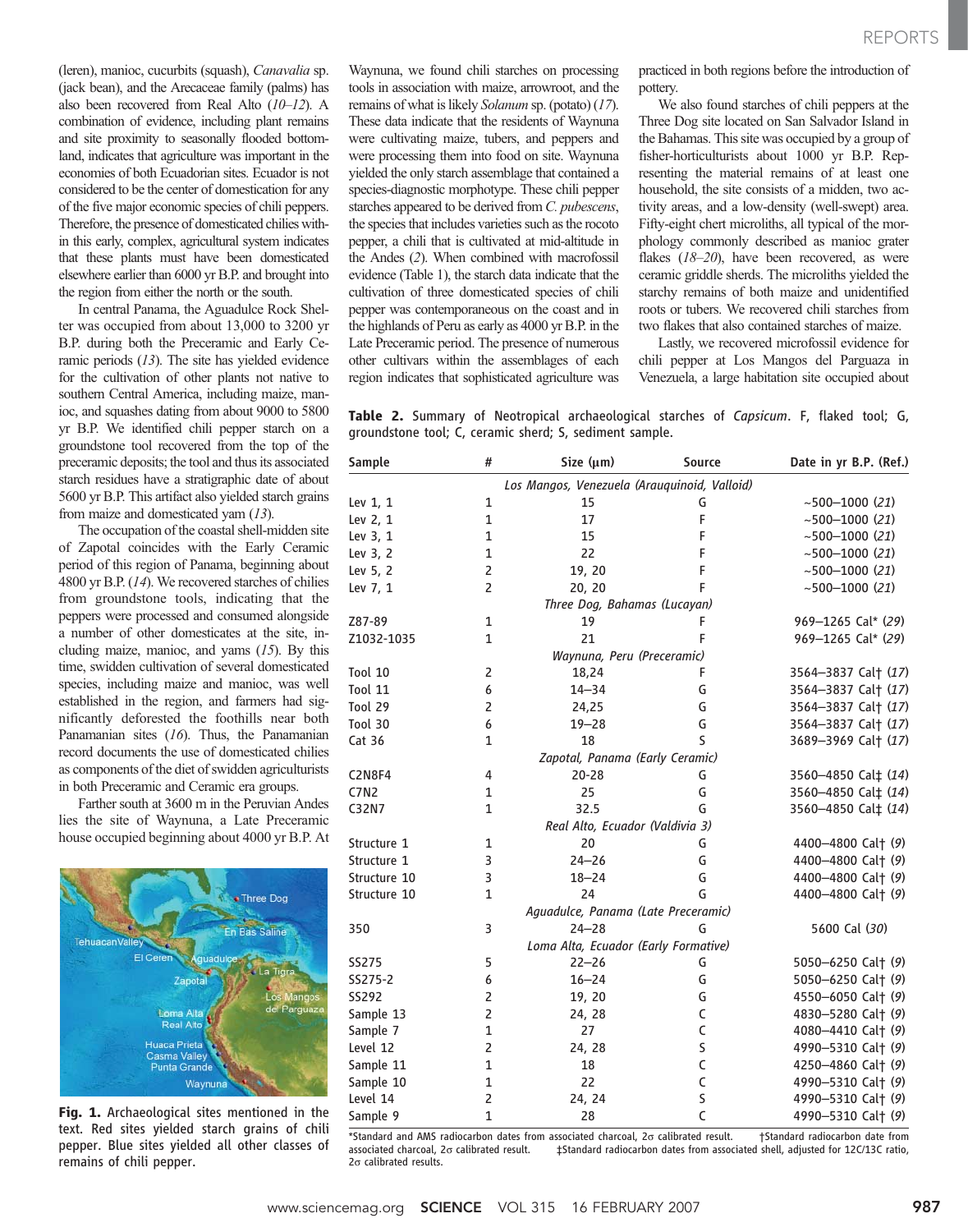(leren), manioc, cucurbits (squash), *Canavalia* sp. (jack bean), and the Arecaceae family (palms) has also been recovered from Real Alto (*10–12*). A combination of evidence, including plant remains and site proximity to seasonally flooded bottomland, indicates that agriculture was important in the economies of both Ecuadorian sites. Ecuador is not considered to be the center of domestication for any of the five major economic species of chili peppers. Therefore, the presence of domesticated chilies within this early, complex, agricultural system indicates that these plants must have been domesticated elsewhere earlier than 6000 yr B.P. and brought into the region from either the north or the south.

In central Panama, the Aguadulce Rock Shelter was occupied from about 13,000 to 3200 yr B.P. during both the Preceramic and Early Ceramic periods (*13*). The site has yielded evidence for the cultivation of other plants not native to southern Central America, including maize, manioc, and squashes dating from about 9000 to 5800 yr B.P. We identified chili pepper starch on a groundstone tool recovered from the top of the preceramic deposits; the tool and thus its associated starch residues have a stratigraphic date of about 5600 yr B.P. This artifact also yielded starch grains from maize and domesticated yam (*13*).

The occupation of the coastal shell-midden site of Zapotal coincides with the Early Ceramic period of this region of Panama, beginning about 4800 yr B.P. (*14*). We recovered starches of chilies from groundstone tools, indicating that the peppers were processed and consumed alongside a number of other domesticates at the site, including maize, manioc, and yams (*15*). By this time, swidden cultivation of several domesticated species, including maize and manioc, was well established in the region, and farmers had significantly deforested the foothills near both Panamanian sites (*16*). Thus, the Panamanian record documents the use of domesticated chilies as components of the diet of swidden agriculturists in both Preceramic and Ceramic era groups.

Farther south at 3600 m in the Peruvian Andes lies the site of Waynuna, a Late Preceramic house occupied beginning about 4000 yr B.P. At Waynuna, we found chili starches on processing tools in association with maize, arrowroot, and the remains of what is likely *Solanum* sp. (potato) (*17*). These data indicate that the residents of Waynuna were cultivating maize, tubers, and peppers and were processing them into food on site. Waynuna yielded the only starch assemblage that contained a species-diagnostic morphotype. These chili pepper starches appeared to be derived from *C. pubescens*, the species that includes varieties such as the rocoto pepper, a chili that is cultivated at mid-altitude in the Andes (*2*). When combined with macrofossil evidence (Table 1), the starch data indicate that the cultivation of three domesticated species of chili pepper was contemporaneous on the coast and in the highlands of Peru as early as 4000 yr B.P. in the Late Preceramic period. The presence of numerous other cultivars within the assemblages of each region indicates that sophisticated agriculture was practiced in both regions before the introduction of pottery.

We also found starches of chili peppers at the Three Dog site located on San Salvador Island in the Bahamas. This site was occupied by a group of fisher-horticulturists about 1000 yr B.P. Representing the material remains of at least one household, the site consists of a midden, two activity areas, and a low-density (well-swept) area. Fifty-eight chert microliths, all typical of the morphology commonly described as manioc grater flakes (*18–20*), have been recovered, as were ceramic griddle sherds. The microliths yielded the starchy remains of both maize and unidentified roots or tubers. We recovered chili starches from two flakes that also contained starches of maize.

Lastly, we recovered microfossil evidence for chili pepper at Los Mangos del Parguaza in Venezuela, a large habitation site occupied about

**Fig. 1.** Archaeological sites mentioned in the text. Red sites yielded starch grains of chili pepper. Blue sites yielded all other classes of remains of chili pepper.

**Table 2.** Summary of Neotropical archaeological starches of *Capsicum*. F, flaked tool; G, groundstone tool; C, ceramic sherd; S, sediment sample.

| Sample | # | Size (μm) | Source | Date in yr B.P. (Ref.) |
|---|---|---|---|---|
| *Los Mangos, Venezuela (Arauquinoid, Valloid)* | | | | |
| Lev 1, 1 | 1 | 15 | G | ~500–1000 (*21*) |
| Lev 2, 1 | 1 | 17 | F | ~500–1000 (*21*) |
| Lev 3, 1 | 1 | 15 | F | ~500–1000 (*21*) |
| Lev 3, 2 | 1 | 22 | F | ~500–1000 (*21*) |
| Lev 5, 2 | 2 | 19, 20 | F | ~500–1000 (*21*) |
| Lev 7, 1 | 2 | 20, 20 | F | ~500–1000 (*21*) |
| *Three Dog, Bahamas (Lucayan)* | | | | |
| Z87-89 | 1 | 19 | F | 969–1265 Cal* (*29*) |
| Z1032-1035 | 1 | 21 | F | 969–1265 Cal* (*29*) |
| *Waynuna, Peru (Preceramic)* | | | | |
| Tool 10 | 2 | 18,24 | F | 3564–3837 Cal† (*17*) |
| Tool 11 | 6 | 14–34 | G | 3564–3837 Cal† (*17*) |
| Tool 29 | 2 | 24,25 | G | 3564–3837 Cal† (*17*) |
| Tool 30 | 6 | 19–28 | G | 3564–3837 Cal† (*17*) |
| Cat 36 | 1 | 18 | S | 3689–3969 Cal† (*17*) |
| *Zapotal, Panama (Early Ceramic)* | | | | |
| C2N8F4 | 4 | 20-28 | G | 3560–4850 Cal‡ (*14*) |
| C7N2 | 1 | 25 | G | 3560–4850 Cal‡ (*14*) |
| C32N7 | 1 | 32.5 | G | 3560–4850 Cal‡ (*14*) |
| *Real Alto, Ecuador (Valdivia 3)* | | | | |
| Structure 1 | 1 | 20 | G | 4400–4800 Cal† (*9*) |
| Structure 1 | 3 | 24–26 | G | 4400–4800 Cal† (*9*) |
| Structure 10 | 3 | 18–24 | G | 4400–4800 Cal† (*9*) |
| Structure 10 | 1 | 24 | G | 4400–4800 Cal† (*9*) |
| *Aguadulce, Panama (Late Preceramic)* | | | | |
| 350 | 3 | 24–28 | G | 5600 Cal (*30*) |
| *Loma Alta, Ecuador (Early Formative)* | | | | |
| SS275 | 5 | 22–26 | G | 5050–6250 Cal† (*9*) |
| SS275-2 | 6 | 16–24 | G | 5050–6250 Cal† (*9*) |
| SS292 | 2 | 19, 20 | G | 4550–6050 Cal† (*9*) |
| Sample 13 | 2 | 24, 28 | C | 4830–5280 Cal† (*9*) |
| Sample 7 | 1 | 27 | C | 4080–4410 Cal† (*9*) |
| Level 12 | 2 | 24, 28 | S | 4990–5310 Cal† (*9*) |
| Sample 11 | 1 | 18 | C | 4250–4860 Cal† (*9*) |
| Sample 10 | 1 | 22 | C | 4990–5310 Cal† (*9*) |
| Level 14 | 2 | 24, 24 | S | 4990–5310 Cal† (*9*) |
| Sample 9 | 1 | 28 | C | 4990–5310 Cal† (*9*) |

*Standard and AMS radiocarbon dates from associated charcoal, 2σ calibrated result. †Standard radiocarbon date from associated charcoal, 2σ calibrated result. ‡Standard radiocarbon dates from associated shell, adjusted for 12C/13C ratio, 2σ calibrated results.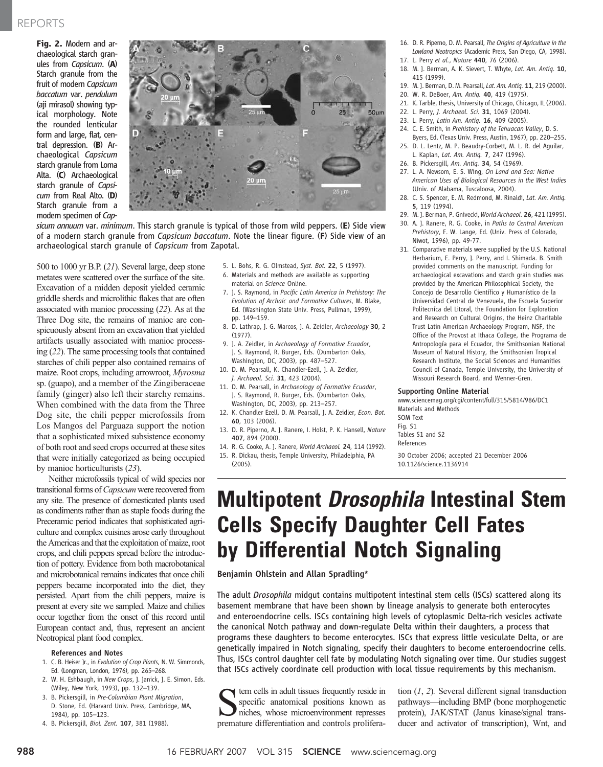**Fig. 2.** Modern and archaeological starch granules from *Capsicum*. (**A**) Starch granule from the fruit of modern *Capsicum baccatum* var. *pendulum* (aji mirasol) showing typical morphology. Note the rounded lenticular form and large, flat, central depression. (**B**) Archaeological *Capsicum* starch granule from Loma Alta. (**C**) Archaeological starch granule of *Capsicum* from Real Alto. (**D**) Starch granule from a modern specimen of *Capsicum annuum* var. *minimum*. This starch granule is typical of those from wild peppers. (**E**) Side view of a modern starch granule from *Capsicum baccatum*. Note the linear figure. (**F**) Side view of an archaeological starch granule of *Capsicum* from Zapotal.

500 to 1000 yr B.P. (*21*). Several large, deep stone metates were scattered over the surface of the site. Excavation of a midden deposit yielded ceramic griddle sherds and microlithic flakes that are often associated with manioc processing (*22*). As at the Three Dog site, the remains of manioc are conspicuously absent from an excavation that yielded artifacts usually associated with manioc processing (*22*). The same processing tools that contained starches of chili pepper also contained remains of maize. Root crops, including arrowroot, *Myrosma* sp. (guapo), and a member of the Zingiberaceae family (ginger) also left their starchy remains. When combined with the data from the Three Dog site, the chili pepper microfossils from Los Mangos del Parguaza support the notion that a sophisticated mixed subsistence economy of both root and seed crops occurred at these sites that were initially categorized as being occupied by manioc horticulturists (*23*).

Neither microfossils typical of wild species nor transitional forms of *Capsicum* were recovered from any site. The presence of domesticated plants used as condiments rather than as staple foods during the Preceramic period indicates that sophisticated agriculture and complex cuisines arose early throughout the Americas and that the exploitation of maize, root crops, and chili peppers spread before the introduction of pottery. Evidence from both macrobotanical and microbotanical remains indicates that once chili peppers became incorporated into the diet, they persisted. Apart from the chili peppers, maize is present at every site we sampled. Maize and chilies occur together from the onset of this record until European contact and, thus, represent an ancient Neotropical plant food complex.

### References and Notes

1. C. B. Heiser Jr., in *Evolution of Crop Plants*, N. W. Simmonds, Ed. (Longman, London, 1976), pp. 265–268.
2. W. H. Eshbaugh, in *New Crops*, J. Janick, J. E. Simon, Eds. (Wiley, New York, 1993), pp. 132–139.
3. B. Pickersgill, in *Pre-Columbian Plant Migration*, D. Stone, Ed. (Harvard Univ. Press, Cambridge, MA, 1984), pp. 105–123.
4. B. Pickersgill, *Biol. Zent.* **107**, 381 (1988).
5. L. Bohs, R. G. Olmstead, *Syst. Bot.* **22**, 5 (1997).
6. Materials and methods are available as supporting material on *Science* Online.
7. J. S. Raymond, in *Pacific Latin America in Prehistory: The Evolution of Archaic and Formative Cultures*, M. Blake, Ed. (Washington State Univ. Press, Pullman, 1999), pp. 149–159.
8. D. Lathrap, J. G. Marcos, J. A. Zeidler, *Archaeology* **30**, 2 (1977).
9. J. A. Zeidler, in *Archaeology of Formative Ecuador*, J. S. Raymond, R. Burger, Eds. (Dumbarton Oaks, Washington, DC, 2003), pp. 487–527.
10. D. M. Pearsall, K. Chandler-Ezell, J. A. Zeidler, *J. Archaeol. Sci.* **31**, 423 (2004).
11. D. M. Pearsall, in *Archaeology of Formative Ecuador*, J. S. Raymond, R. Burger, Eds. (Dumbarton Oaks, Washington, DC, 2003), pp. 213–257.
12. K. Chandler Ezell, D. M. Pearsall, J. A. Zeidler, *Econ. Bot.* **60**, 103 (2006).
13. D. R. Piperno, A. J. Ranere, I. Holst, P. K. Hansell, *Nature* **407**, 894 (2000).
14. R. G. Cooke, A. J. Ranere, *World Archaeol.* **24**, 114 (1992).
15. R. Dickau, thesis, Temple University, Philadelphia, PA (2005).
16. D. R. Piperno, D. M. Pearsall, *The Origins of Agriculture in the Lowland Neotropics* (Academic Press, San Diego, CA, 1998).
17. L. Perry *et al.*, *Nature* **440**, 76 (2006).
18. M. J. Berman, A. K. Sievert, T. Whyte, *Lat. Am. Antiq.* **10**, 415 (1999).
19. M. J. Berman, D. M. Pearsall, *Lat. Am. Antiq.* **11**, 219 (2000).
20. W. R. DeBoer, *Am. Antiq.* **40**, 419 (1975).
21. K. Tarble, thesis, University of Chicago, Chicago, IL (2006).
22. L. Perry, *J. Archaeol. Sci.* **31**, 1069 (2004).
23. L. Perry, *Latin Am. Antiq.* **16**, 409 (2005).
24. C. E. Smith, in *Prehistory of the Tehuacan Valley*, D. S. Byers, Ed. (Texas Univ. Press, Austin, 1967), pp. 220–255.
25. D. L. Lentz, M. P. Beaudry-Corbett, M. L. R. del Aguilar, L. Kaplan, *Lat. Am. Antiq.* **7**, 247 (1996).
26. B. Pickersgill, *Am. Antiq.* **34**, 54 (1969).
27. L. A. Newsom, E. S. Wing, *On Land and Sea: Native American Uses of Biological Resources in the West Indies* (Univ. of Alabama, Tuscaloosa, 2004).
28. C. S. Spencer, E. M. Redmond, M. Rinaldi, *Lat. Am. Antiq.* **5**, 119 (1994).
29. M. J. Berman, P. Gnivecki, *World Archaeol.* **26**, 421 (1995).
30. A. J. Ranere, R. G. Cooke, in *Paths to Central American Prehistory*, F. W. Lange, Ed. (Univ. Press of Colorado, Niwot, 1996), pp. 49-77.
31. Comparative materials were supplied by the U.S. National Herbarium, E. Perry, J. Perry, and I. Shimada. B. Smith provided comments on the manuscript. Funding for archaeological excavations and starch grain studies was provided by the American Philosophical Society, the Concejo de Desarrollo Científico y Humanístico de la Universidad Central de Venezuela, the Escuela Superior Politecníca del Litoral, the Foundation for Exploration and Research on Cultural Origins, the Heinz Charitable Trust Latin American Archaeology Program, NSF, the Office of the Provost at Ithaca College, the Programa de Antropología para el Ecuador, the Smithsonian National Museum of Natural History, the Smithsonian Tropical Research Institute, the Social Sciences and Humanities Council of Canada, Temple University, the University of Missouri Research Board, and Wenner-Gren.

### Supporting Online Material

www.sciencemag.org/cgi/content/full/315/5814/986/DC1
Materials and Methods
SOM Text
Fig. S1
Tables S1 and S2
References

30 October 2006; accepted 21 December 2006
10.1126/science.1136914

# Multipotent *Drosophila* Intestinal Stem Cells Specify Daughter Cell Fates by Differential Notch Signaling

**Benjamin Ohlstein and Allan Spradling***

The adult *Drosophila* midgut contains multipotent intestinal stem cells (ISCs) scattered along its basement membrane that have been shown by lineage analysis to generate both enterocytes and enteroendocrine cells. ISCs containing high levels of cytoplasmic Delta-rich vesicles activate the canonical Notch pathway and down-regulate Delta within their daughters, a process that programs these daughters to become enterocytes. ISCs that express little vesiculate Delta, or are genetically impaired in Notch signaling, specify their daughters to become enteroendocrine cells. Thus, ISCs control daughter cell fate by modulating Notch signaling over time. Our studies suggest that ISCs actively coordinate cell production with local tissue requirements by this mechanism.

Stem cells in adult tissues frequently reside in specific anatomical positions known as niches, whose microenvironment represses premature differentiation and controls proliferation (*1*, *2*). Several different signal transduction pathways—including BMP (bone morphogenetic protein), JAK/STAT (Janus kinase/signal transducer and activator of transcription), Wnt, and